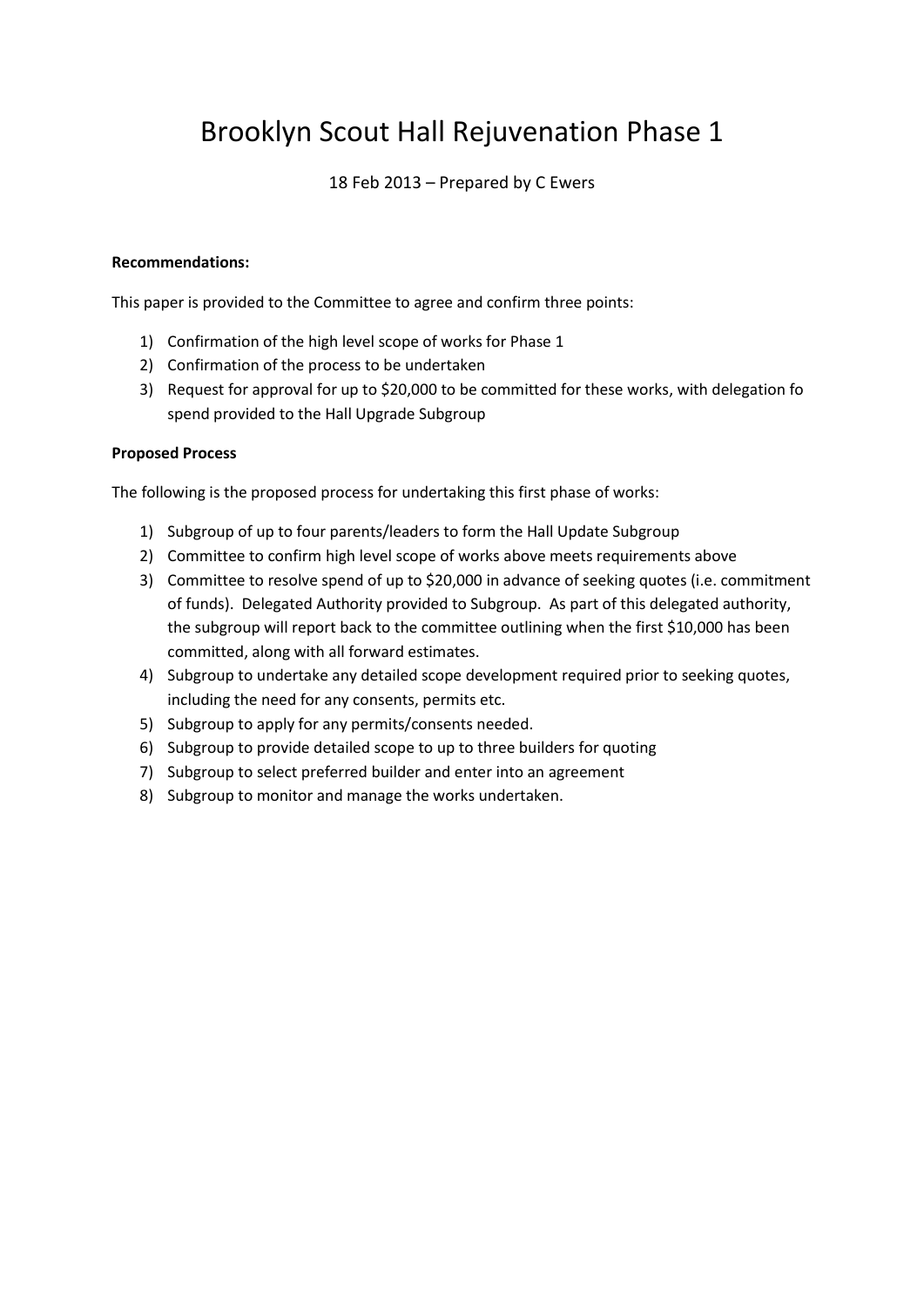# Brooklyn Scout Hall Rejuvenation Phase 1

18 Feb 2013 – Prepared by C Ewers

**Recommendations:**

This paper is provided to the Committee to agree and confirm three points:

1) Confirmation of the high level scope of works for Phase 1
2) Confirmation of the process to be undertaken
3) Request for approval for up to $20,000 to be committed for these works, with delegation fo spend provided to the Hall Upgrade Subgroup

**Proposed Process**

The following is the proposed process for undertaking this first phase of works:

1) Subgroup of up to four parents/leaders to form the Hall Update Subgroup
2) Committee to confirm high level scope of works above meets requirements above
3) Committee to resolve spend of up to $20,000 in advance of seeking quotes (i.e. commitment of funds). Delegated Authority provided to Subgroup. As part of this delegated authority, the subgroup will report back to the committee outlining when the first $10,000 has been committed, along with all forward estimates.
4) Subgroup to undertake any detailed scope development required prior to seeking quotes, including the need for any consents, permits etc.
5) Subgroup to apply for any permits/consents needed.
6) Subgroup to provide detailed scope to up to three builders for quoting
7) Subgroup to select preferred builder and enter into an agreement
8) Subgroup to monitor and manage the works undertaken.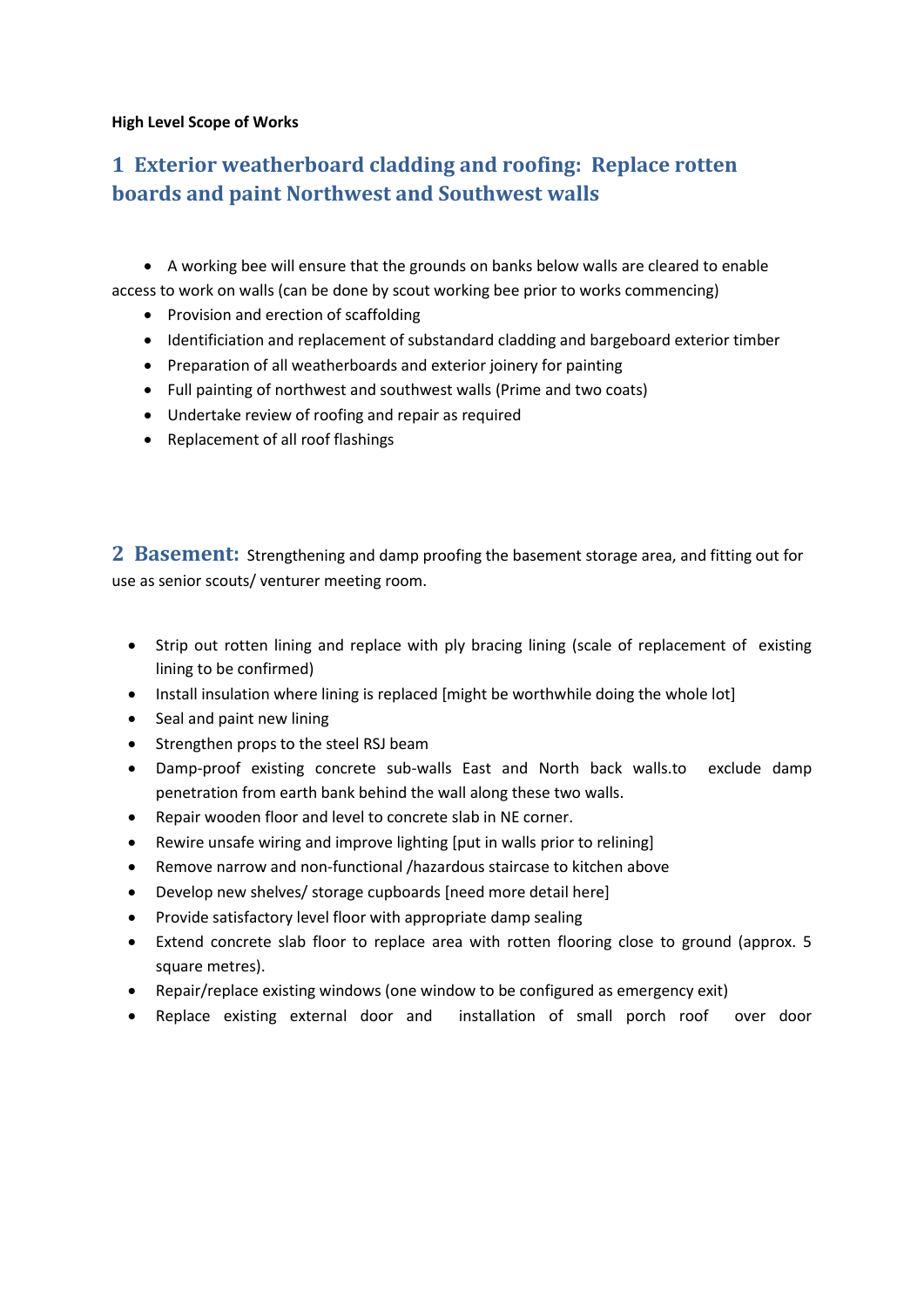**High Level Scope of Works**

## 1 Exterior weatherboard cladding and roofing: Replace rotten boards and paint Northwest and Southwest walls

- A working bee will ensure that the grounds on banks below walls are cleared to enable access to work on walls (can be done by scout working bee prior to works commencing)
- Provision and erection of scaffolding
- Identificiation and replacement of substandard cladding and bargeboard exterior timber
- Preparation of all weatherboards and exterior joinery for painting
- Full painting of northwest and southwest walls (Prime and two coats)
- Undertake review of roofing and repair as required
- Replacement of all roof flashings

## 2 Basement: Strengthening and damp proofing the basement storage area, and fitting out for use as senior scouts/ venturer meeting room.

- Strip out rotten lining and replace with ply bracing lining (scale of replacement of existing lining to be confirmed)
- Install insulation where lining is replaced [might be worthwhile doing the whole lot]
- Seal and paint new lining
- Strengthen props to the steel RSJ beam
- Damp-proof existing concrete sub-walls East and North back walls.to exclude damp penetration from earth bank behind the wall along these two walls.
- Repair wooden floor and level to concrete slab in NE corner.
- Rewire unsafe wiring and improve lighting [put in walls prior to relining]
- Remove narrow and non-functional /hazardous staircase to kitchen above
- Develop new shelves/ storage cupboards [need more detail here]
- Provide satisfactory level floor with appropriate damp sealing
- Extend concrete slab floor to replace area with rotten flooring close to ground (approx. 5 square metres).
- Repair/replace existing windows (one window to be configured as emergency exit)
- Replace existing external door and installation of small porch roof over door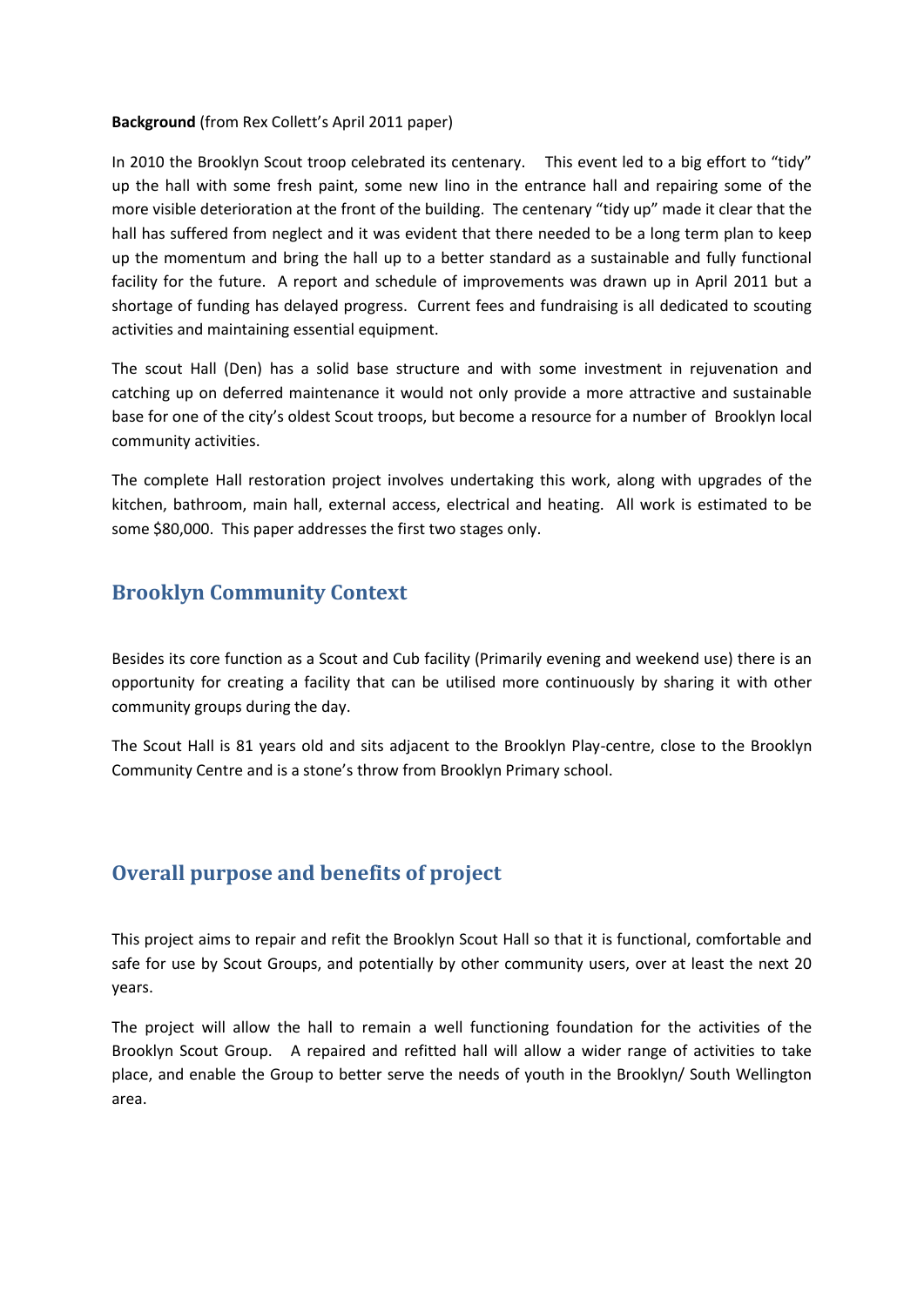**Background** (from Rex Collett's April 2011 paper)

In 2010 the Brooklyn Scout troop celebrated its centenary. This event led to a big effort to "tidy" up the hall with some fresh paint, some new lino in the entrance hall and repairing some of the more visible deterioration at the front of the building. The centenary "tidy up" made it clear that the hall has suffered from neglect and it was evident that there needed to be a long term plan to keep up the momentum and bring the hall up to a better standard as a sustainable and fully functional facility for the future. A report and schedule of improvements was drawn up in April 2011 but a shortage of funding has delayed progress. Current fees and fundraising is all dedicated to scouting activities and maintaining essential equipment.

The scout Hall (Den) has a solid base structure and with some investment in rejuvenation and catching up on deferred maintenance it would not only provide a more attractive and sustainable base for one of the city's oldest Scout troops, but become a resource for a number of Brooklyn local community activities.

The complete Hall restoration project involves undertaking this work, along with upgrades of the kitchen, bathroom, main hall, external access, electrical and heating. All work is estimated to be some $80,000. This paper addresses the first two stages only.

## Brooklyn Community Context

Besides its core function as a Scout and Cub facility (Primarily evening and weekend use) there is an opportunity for creating a facility that can be utilised more continuously by sharing it with other community groups during the day.

The Scout Hall is 81 years old and sits adjacent to the Brooklyn Play-centre, close to the Brooklyn Community Centre and is a stone's throw from Brooklyn Primary school.

## Overall purpose and benefits of project

This project aims to repair and refit the Brooklyn Scout Hall so that it is functional, comfortable and safe for use by Scout Groups, and potentially by other community users, over at least the next 20 years.

The project will allow the hall to remain a well functioning foundation for the activities of the Brooklyn Scout Group. A repaired and refitted hall will allow a wider range of activities to take place, and enable the Group to better serve the needs of youth in the Brooklyn/ South Wellington area.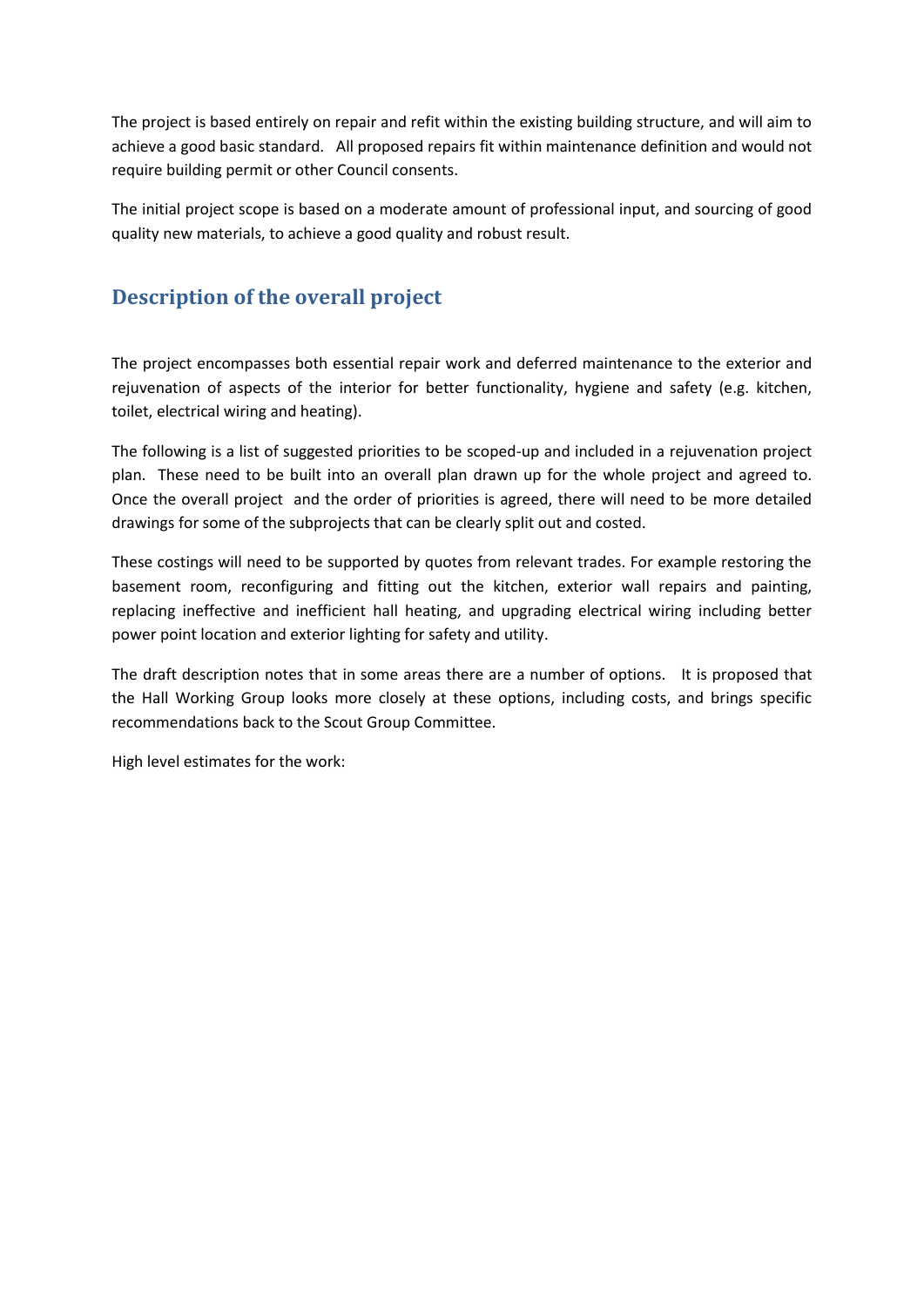The project is based entirely on repair and refit within the existing building structure, and will aim to achieve a good basic standard. All proposed repairs fit within maintenance definition and would not require building permit or other Council consents.

The initial project scope is based on a moderate amount of professional input, and sourcing of good quality new materials, to achieve a good quality and robust result.

## Description of the overall project

The project encompasses both essential repair work and deferred maintenance to the exterior and rejuvenation of aspects of the interior for better functionality, hygiene and safety (e.g. kitchen, toilet, electrical wiring and heating).

The following is a list of suggested priorities to be scoped-up and included in a rejuvenation project plan. These need to be built into an overall plan drawn up for the whole project and agreed to. Once the overall project and the order of priorities is agreed, there will need to be more detailed drawings for some of the subprojects that can be clearly split out and costed.

These costings will need to be supported by quotes from relevant trades. For example restoring the basement room, reconfiguring and fitting out the kitchen, exterior wall repairs and painting, replacing ineffective and inefficient hall heating, and upgrading electrical wiring including better power point location and exterior lighting for safety and utility.

The draft description notes that in some areas there are a number of options. It is proposed that the Hall Working Group looks more closely at these options, including costs, and brings specific recommendations back to the Scout Group Committee.

High level estimates for the work: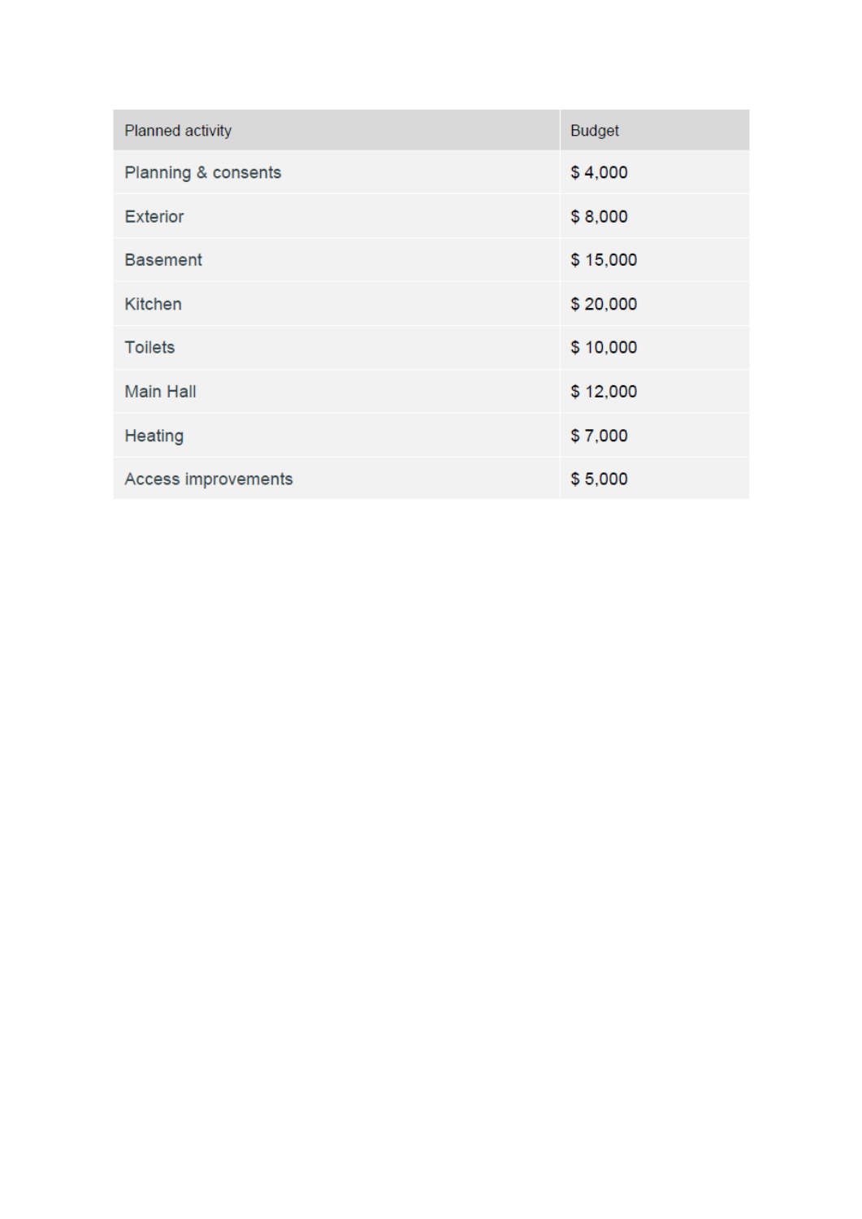| Planned activity | Budget |
|---|---|
| Planning & consents | $ 4,000 |
| Exterior | $ 8,000 |
| Basement | $ 15,000 |
| Kitchen | $ 20,000 |
| Toilets | $ 10,000 |
| Main Hall | $ 12,000 |
| Heating | $ 7,000 |
| Access improvements | $ 5,000 |